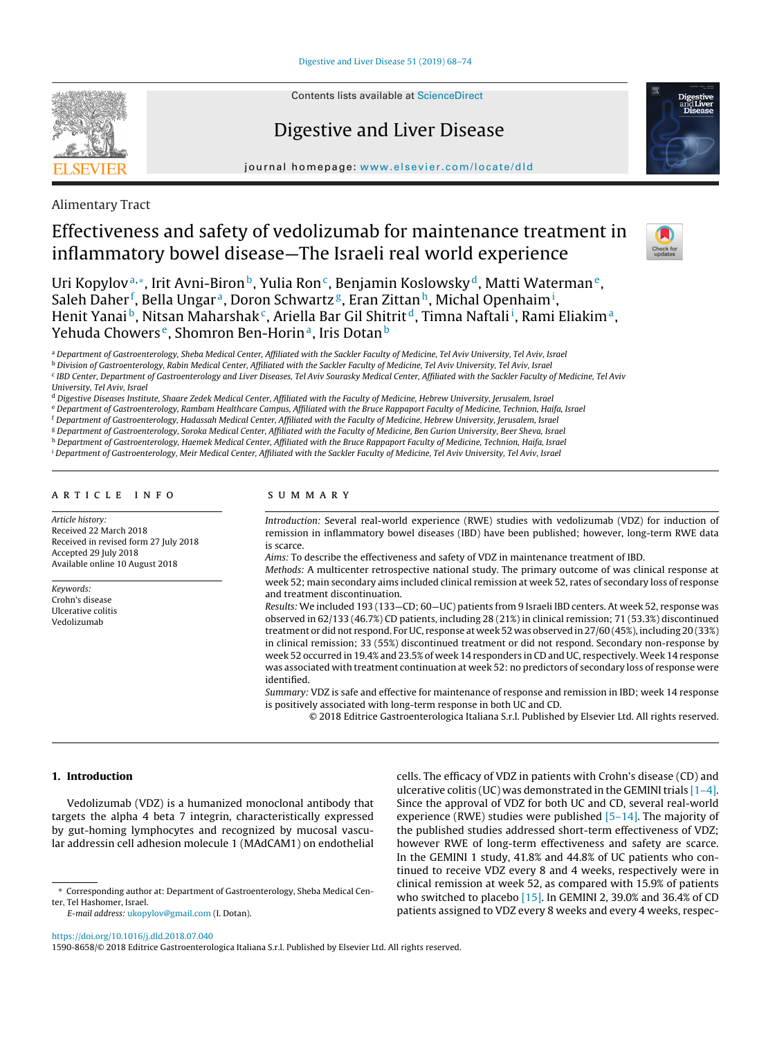Alimentary Tract

# Effectiveness and safety of vedolizumab for maintenance treatment in inflammatory bowel disease—The Israeli real world experience

Uri Kopylov[a,*], Irit Avni-Biron[b], Yulia Ron[c], Benjamin Koslowsky[d], Matti Waterman[e], Saleh Daher[f], Bella Ungar[a], Doron Schwartz[g], Eran Zittan[h], Michal Openhaim[i], Henit Yanai[b], Nitsan Maharshak[c], Ariella Bar Gil Shitrit[d], Timna Naftali[i], Rami Eliakim[a], Yehuda Chowers[e], Shomron Ben-Horin[a], Iris Dotan[b]

[a] *Department of Gastroenterology, Sheba Medical Center, Affiliated with the Sackler Faculty of Medicine, Tel Aviv University, Tel Aviv, Israel*
[b] *Division of Gastroenterology, Rabin Medical Center, Affiliated with the Sackler Faculty of Medicine, Tel Aviv University, Tel Aviv, Israel*
[c] *IBD Center, Department of Gastroenterology and Liver Diseases, Tel Aviv Sourasky Medical Center, Affiliated with the Sackler Faculty of Medicine, Tel Aviv University, Tel Aviv, Israel*
[d] *Digestive Diseases Institute, Shaare Zedek Medical Center, Affiliated with the Faculty of Medicine, Hebrew University, Jerusalem, Israel*
[e] *Department of Gastroenterology, Rambam Healthcare Campus, Affiliated with the Bruce Rappaport Faculty of Medicine, Technion, Haifa, Israel*
[f] *Department of Gastroenterology, Hadassah Medical Center, Affiliated with the Faculty of Medicine, Hebrew University, Jerusalem, Israel*
[g] *Department of Gastroenterology, Soroka Medical Center, Affiliated with the Faculty of Medicine, Ben Gurion University, Beer Sheva, Israel*
[h] *Department of Gastroenterology, Haemek Medical Center, Affiliated with the Bruce Rappaport Faculty of Medicine, Technion, Haifa, Israel*
[i] *Department of Gastroenterology, Meir Medical Center, Affiliated with the Sackler Faculty of Medicine, Tel Aviv University, Tel Aviv, Israel*

## ARTICLE INFO

*Article history:*
Received 22 March 2018
Received in revised form 27 July 2018
Accepted 29 July 2018
Available online 10 August 2018

*Keywords:*
Crohn's disease
Ulcerative colitis
Vedolizumab

## SUMMARY

*Introduction:* Several real-world experience (RWE) studies with vedolizumab (VDZ) for induction of remission in inflammatory bowel diseases (IBD) have been published; however, long-term RWE data is scarce.

*Aims:* To describe the effectiveness and safety of VDZ in maintenance treatment of IBD.

*Methods:* A multicenter retrospective national study. The primary outcome of was clinical response at week 52; main secondary aims included clinical remission at week 52, rates of secondary loss of response and treatment discontinuation.

*Results:* We included 193 (133—CD; 60—UC) patients from 9 Israeli IBD centers. At week 52, response was observed in 62/133 (46.7%) CD patients, including 28 (21%) in clinical remission; 71 (53.3%) discontinued treatment or did not respond. For UC, response at week 52 was observed in 27/60 (45%), including 20 (33%) in clinical remission; 33 (55%) discontinued treatment or did not respond. Secondary non-response by week 52 occurred in 19.4% and 23.5% of week 14 responders in CD and UC, respectively. Week 14 response was associated with treatment continuation at week 52: no predictors of secondary loss of response were identified.

*Summary:* VDZ is safe and effective for maintenance of response and remission in IBD; week 14 response is positively associated with long-term response in both UC and CD.

© 2018 Editrice Gastroenterologica Italiana S.r.l. Published by Elsevier Ltd. All rights reserved.

## 1. Introduction

Vedolizumab (VDZ) is a humanized monoclonal antibody that targets the alpha 4 beta 7 integrin, characteristically expressed by gut-homing lymphocytes and recognized by mucosal vascular addressin cell adhesion molecule 1 (MAdCAM1) on endothelial cells. The efficacy of VDZ in patients with Crohn's disease (CD) and ulcerative colitis (UC) was demonstrated in the GEMINI trials [1–4]. Since the approval of VDZ for both UC and CD, several real-world experience (RWE) studies were published [5–14]. The majority of the published studies addressed short-term effectiveness of VDZ; however RWE of long-term effectiveness and safety are scarce. In the GEMINI 1 study, 41.8% and 44.8% of UC patients who continued to receive VDZ every 8 and 4 weeks, respectively were in clinical remission at week 52, as compared with 15.9% of patients who switched to placebo [15]. In GEMINI 2, 39.0% and 36.4% of CD patients assigned to VDZ every 8 weeks and every 4 weeks, respec-

* Corresponding author at: Department of Gastroenterology, Sheba Medical Center, Tel Hashomer, Israel.
*E-mail address:* ukopylov@gmail.com (I. Dotan).

https://doi.org/10.1016/j.dld.2018.07.040
1590-8658/© 2018 Editrice Gastroenterologica Italiana S.r.l. Published by Elsevier Ltd. All rights reserved.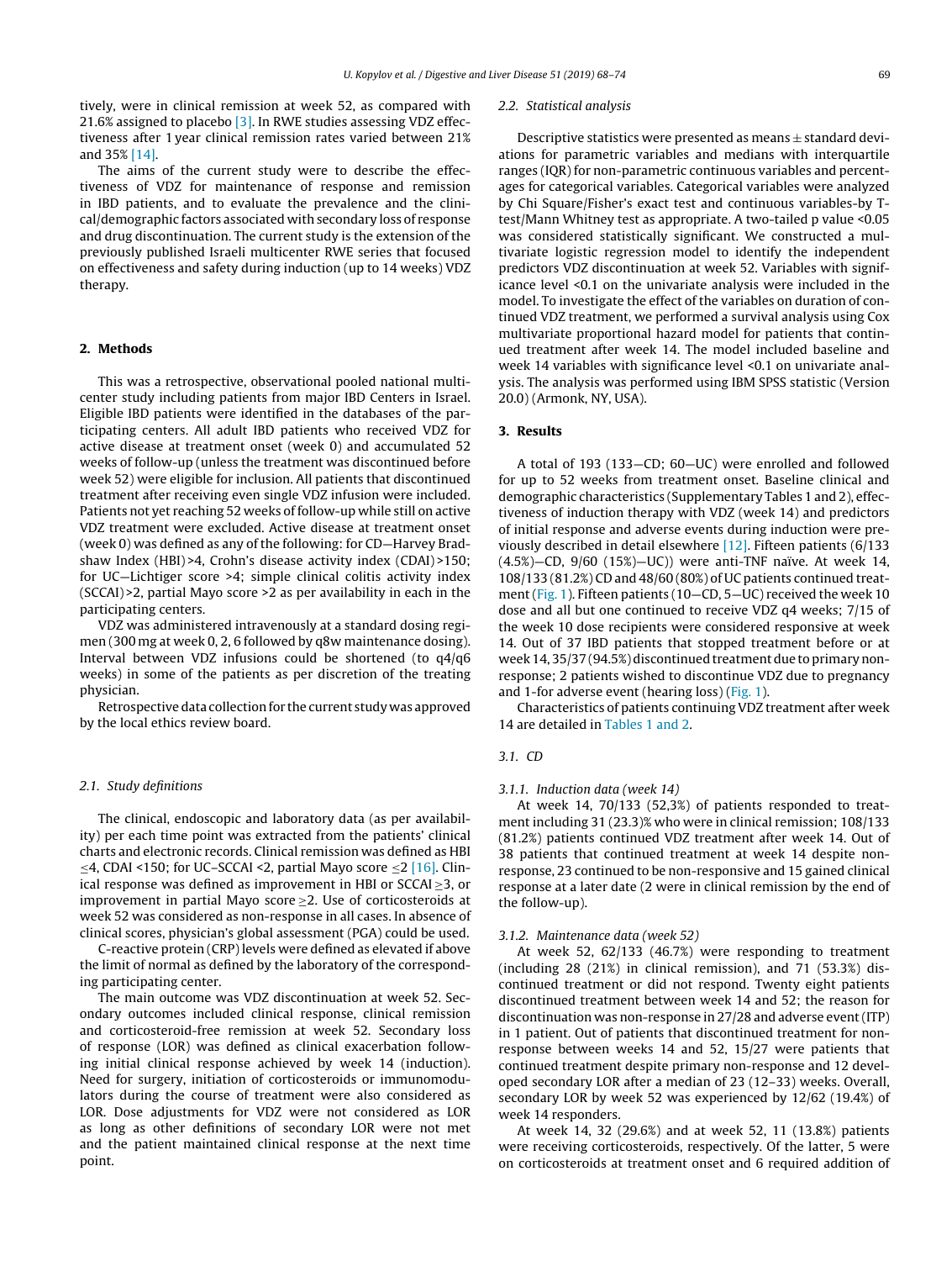tively, were in clinical remission at week 52, as compared with 21.6% assigned to placebo [3]. In RWE studies assessing VDZ effectiveness after 1 year clinical remission rates varied between 21% and 35% [14].

The aims of the current study were to describe the effectiveness of VDZ for maintenance of response and remission in IBD patients, and to evaluate the prevalence and the clinical/demographic factors associated with secondary loss of response and drug discontinuation. The current study is the extension of the previously published Israeli multicenter RWE series that focused on effectiveness and safety during induction (up to 14 weeks) VDZ therapy.

## 2. Methods

This was a retrospective, observational pooled national multicenter study including patients from major IBD Centers in Israel. Eligible IBD patients were identified in the databases of the participating centers. All adult IBD patients who received VDZ for active disease at treatment onset (week 0) and accumulated 52 weeks of follow-up (unless the treatment was discontinued before week 52) were eligible for inclusion. All patients that discontinued treatment after receiving even single VDZ infusion were included. Patients not yet reaching 52 weeks of follow-up while still on active VDZ treatment were excluded. Active disease at treatment onset (week 0) was defined as any of the following: for CD—Harvey Bradshaw Index (HBI) >4, Crohn's disease activity index (CDAI) >150; for UC—Lichtiger score >4; simple clinical colitis activity index (SCCAI) >2, partial Mayo score >2 as per availability in each in the participating centers.

VDZ was administered intravenously at a standard dosing regimen (300 mg at week 0, 2, 6 followed by q8w maintenance dosing). Interval between VDZ infusions could be shortened (to q4/q6 weeks) in some of the patients as per discretion of the treating physician.

Retrospective data collection for the current study was approved by the local ethics review board.

### 2.1. Study definitions

The clinical, endoscopic and laboratory data (as per availability) per each time point was extracted from the patients' clinical charts and electronic records. Clinical remission was defined as HBI ≤4, CDAI <150; for UC–SCCAI <2, partial Mayo score ≤2 [16]. Clinical response was defined as improvement in HBI or SCCAI ≥3, or improvement in partial Mayo score ≥2. Use of corticosteroids at week 52 was considered as non-response in all cases. In absence of clinical scores, physician's global assessment (PGA) could be used.

C-reactive protein (CRP) levels were defined as elevated if above the limit of normal as defined by the laboratory of the corresponding participating center.

The main outcome was VDZ discontinuation at week 52. Secondary outcomes included clinical response, clinical remission and corticosteroid-free remission at week 52. Secondary loss of response (LOR) was defined as clinical exacerbation following initial clinical response achieved by week 14 (induction). Need for surgery, initiation of corticosteroids or immunomodulators during the course of treatment were also considered as LOR. Dose adjustments for VDZ were not considered as LOR as long as other definitions of secondary LOR were not met and the patient maintained clinical response at the next time point.

### 2.2. Statistical analysis

Descriptive statistics were presented as means ± standard deviations for parametric variables and medians with interquartile ranges (IQR) for non-parametric continuous variables and percentages for categorical variables. Categorical variables were analyzed by Chi Square/Fisher's exact test and continuous variables-by T-test/Mann Whitney test as appropriate. A two-tailed p value <0.05 was considered statistically significant. We constructed a multivariate logistic regression model to identify the independent predictors VDZ discontinuation at week 52. Variables with significance level <0.1 on the univariate analysis were included in the model. To investigate the effect of the variables on duration of continued VDZ treatment, we performed a survival analysis using Cox multivariate proportional hazard model for patients that continued treatment after week 14. The model included baseline and week 14 variables with significance level <0.1 on univariate analysis. The analysis was performed using IBM SPSS statistic (Version 20.0) (Armonk, NY, USA).

## 3. Results

A total of 193 (133—CD; 60—UC) were enrolled and followed for up to 52 weeks from treatment onset. Baseline clinical and demographic characteristics (Supplementary Tables 1 and 2), effectiveness of induction therapy with VDZ (week 14) and predictors of initial response and adverse events during induction were previously described in detail elsewhere [12]. Fifteen patients (6/133 (4.5%)—CD, 9/60 (15%)—UC)) were anti-TNF naïve. At week 14, 108/133 (81.2%) CD and 48/60 (80%) of UC patients continued treatment (Fig. 1). Fifteen patients (10—CD, 5—UC) received the week 10 dose and all but one continued to receive VDZ q4 weeks; 7/15 of the week 10 dose recipients were considered responsive at week 14. Out of 37 IBD patients that stopped treatment before or at week 14, 35/37 (94.5%) discontinued treatment due to primary non-response; 2 patients wished to discontinue VDZ due to pregnancy and 1-for adverse event (hearing loss) (Fig. 1).

Characteristics of patients continuing VDZ treatment after week 14 are detailed in Tables 1 and 2.

### 3.1. CD

#### 3.1.1. Induction data (week 14)

At week 14, 70/133 (52,3%) of patients responded to treatment including 31 (23.3)% who were in clinical remission; 108/133 (81.2%) patients continued VDZ treatment after week 14. Out of 38 patients that continued treatment at week 14 despite non-response, 23 continued to be non-responsive and 15 gained clinical response at a later date (2 were in clinical remission by the end of the follow-up).

#### 3.1.2. Maintenance data (week 52)

At week 52, 62/133 (46.7%) were responding to treatment (including 28 (21%) in clinical remission), and 71 (53.3%) discontinued treatment or did not respond. Twenty eight patients discontinued treatment between week 14 and 52; the reason for discontinuation was non-response in 27/28 and adverse event (ITP) in 1 patient. Out of patients that discontinued treatment for non-response between weeks 14 and 52, 15/27 were patients that continued treatment despite primary non-response and 12 developed secondary LOR after a median of 23 (12–33) weeks. Overall, secondary LOR by week 52 was experienced by 12/62 (19.4%) of week 14 responders.

At week 14, 32 (29.6%) and at week 52, 11 (13.8%) patients were receiving corticosteroids, respectively. Of the latter, 5 were on corticosteroids at treatment onset and 6 required addition of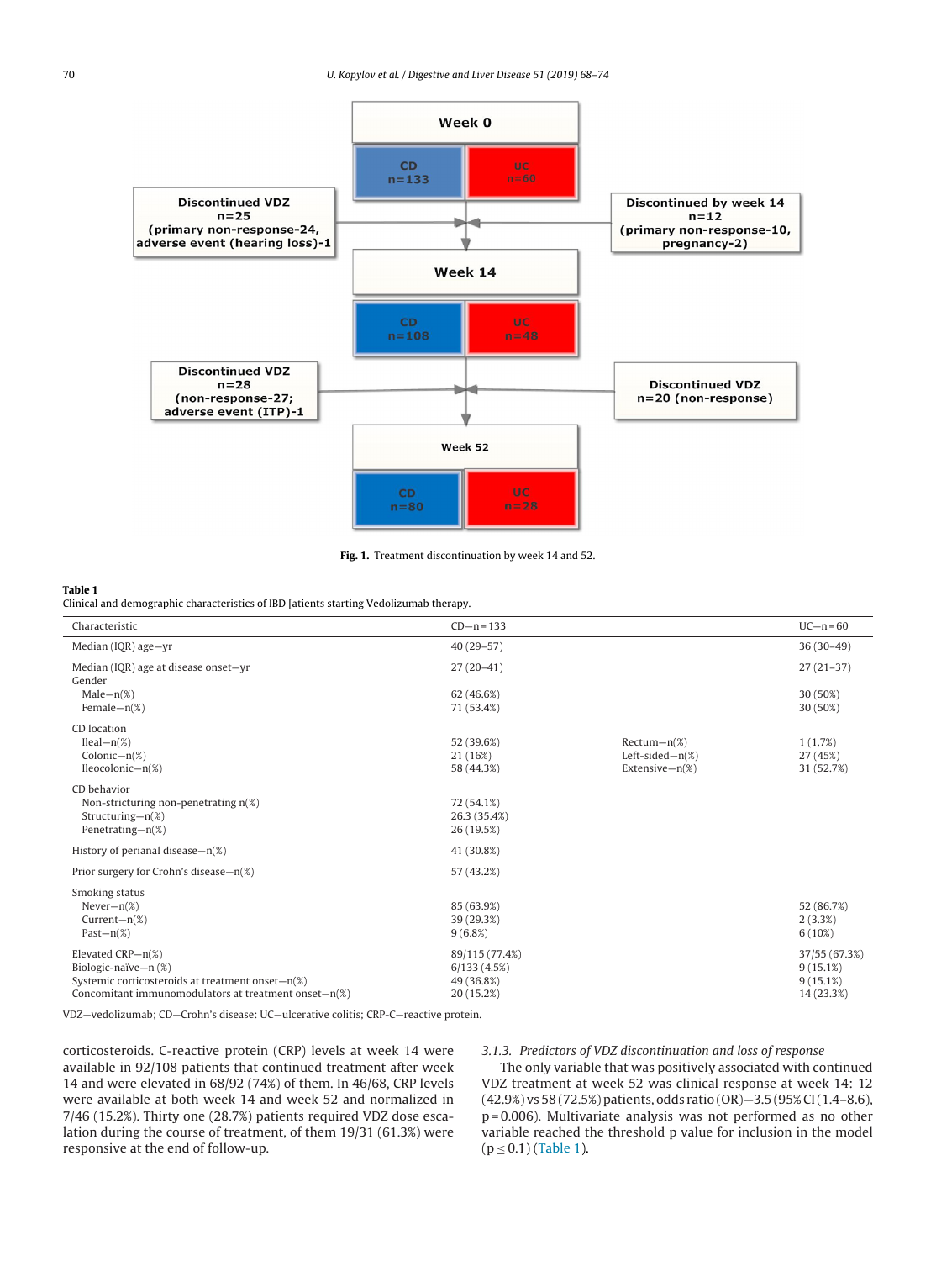Week 0

CD n=133 | UC n=60

Discontinued VDZ n=25 (primary non-response-24, adverse event (hearing loss)-1)

Discontinued by week 14 n=12 (primary non-response-10, pregnancy-2)

Week 14

CD n=108 | UC n=48

Discontinued VDZ n=28 (non-response-27; adverse event (ITP)-1

Discontinued VDZ n=20 (non-response)

Week 52

CD n=80 | UC n=28

**Fig. 1.** Treatment discontinuation by week 14 and 52.

**Table 1**
Clinical and demographic characteristics of IBD [atients starting Vedolizumab therapy.

| Characteristic | CD—n = 133 | | UC—n = 60 |
|---|---|---|---|
| Median (IQR) age—yr | 40 (29–57) | | 36 (30–49) |
| Median (IQR) age at disease onset—yr | 27 (20–41) | | 27 (21–37) |
| Gender | | | |
| Male—n(%) | 62 (46.6%) | | 30 (50%) |
| Female—n(%) | 71 (53.4%) | | 30 (50%) |
| CD location | | | |
| Ileal—n(%) | 52 (39.6%) | Rectum—n(%) | 1 (1.7%) |
| Colonic—n(%) | 21 (16%) | Left-sided—n(%) | 27 (45%) |
| Ileocolonic—n(%) | 58 (44.3%) | Extensive—n(%) | 31 (52.7%) |
| CD behavior | | | |
| Non-stricturing non-penetrating n(%) | 72 (54.1%) | | |
| Structuring—n(%) | 26.3 (35.4%) | | |
| Penetrating—n(%) | 26 (19.5%) | | |
| History of perianal disease—n(%) | 41 (30.8%) | | |
| Prior surgery for Crohn's disease—n(%) | 57 (43.2%) | | |
| Smoking status | | | |
| Never—n(%) | 85 (63.9%) | | 52 (86.7%) |
| Current—n(%) | 39 (29.3%) | | 2 (3.3%) |
| Past—n(%) | 9 (6.8%) | | 6 (10%) |
| Elevated CRP—n(%) | 89/115 (77.4%) | | 37/55 (67.3%) |
| Biologic-naïve—n (%) | 6/133 (4.5%) | | 9 (15.1%) |
| Systemic corticosteroids at treatment onset—n(%) | 49 (36.8%) | | 9 (15.1%) |
| Concomitant immunomodulators at treatment onset—n(%) | 20 (15.2%) | | 14 (23.3%) |

VDZ—vedolizumab; CD—Crohn's disease: UC—ulcerative colitis; CRP-C—reactive protein.

corticosteroids. C-reactive protein (CRP) levels at week 14 were available in 92/108 patients that continued treatment after week 14 and were elevated in 68/92 (74%) of them. In 46/68, CRP levels were available at both week 14 and week 52 and normalized in 7/46 (15.2%). Thirty one (28.7%) patients required VDZ dose escalation during the course of treatment, of them 19/31 (61.3%) were responsive at the end of follow-up.

### 3.1.3. *Predictors of VDZ discontinuation and loss of response*

The only variable that was positively associated with continued VDZ treatment at week 52 was clinical response at week 14: 12 (42.9%) vs 58 (72.5%) patients, odds ratio (OR)—3.5 (95% CI (1.4–8.6), $p = 0.006$). Multivariate analysis was not performed as no other variable reached the threshold p value for inclusion in the model ($p \leq 0.1$) (Table 1).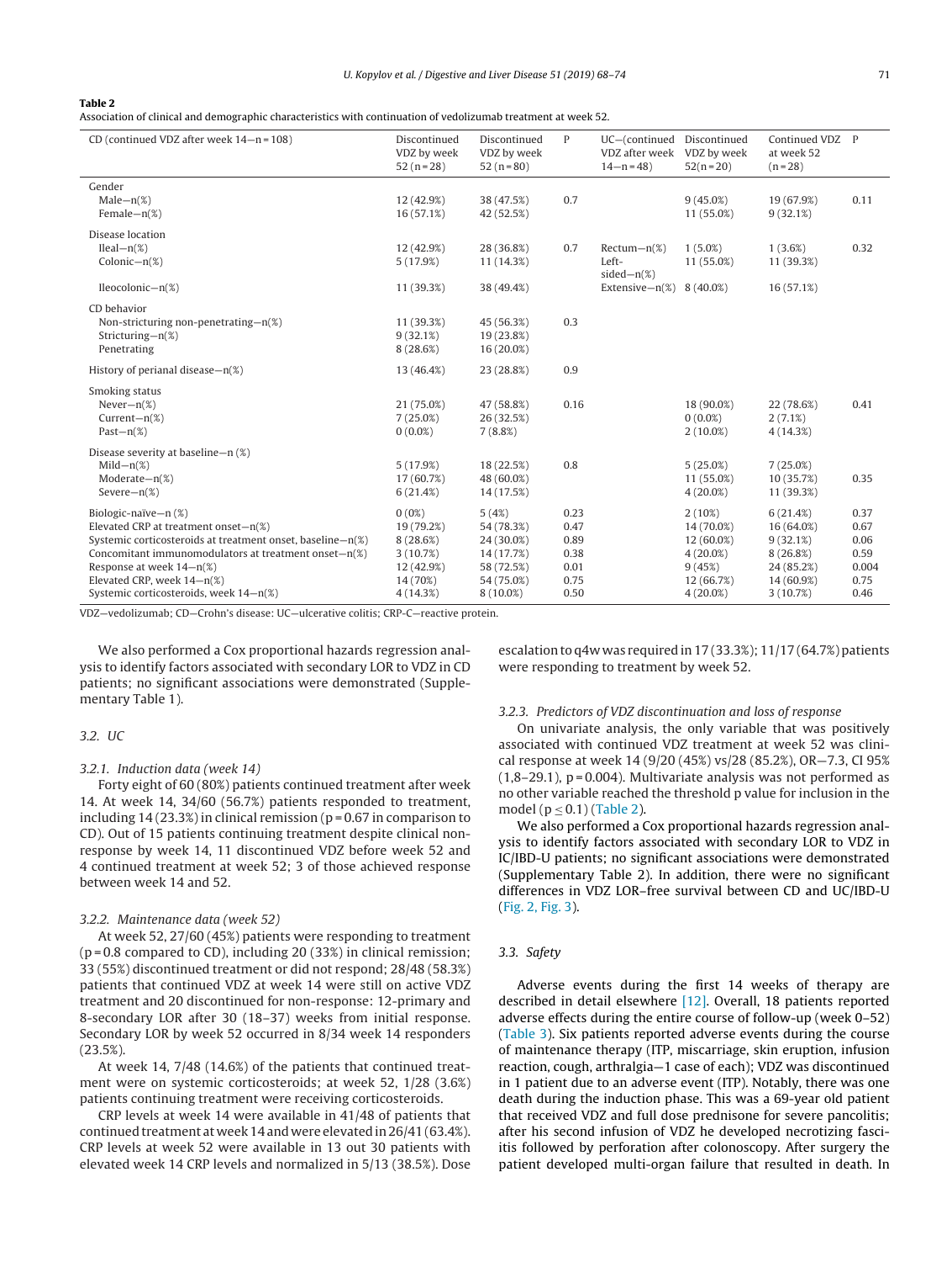**Table 2**
Association of clinical and demographic characteristics with continuation of vedolizumab treatment at week 52.

| CD (continued VDZ after week 14—n = 108) | Discontinued VDZ by week 52 (n = 28) | Discontinued VDZ by week 52 (n = 80) | P | UC—(continued VDZ after week 14—n = 48) | Discontinued VDZ by week 52(n = 20) | Continued VDZ at week 52 (n = 28) | P |
|---|---|---|---|---|---|---|---|
| Gender | | | | | | | |
| Male—n(%) | 12 (42.9%) | 38 (47.5%) | 0.7 | | 9 (45.0%) | 19 (67.9%) | 0.11 |
| Female—n(%) | 16 (57.1%) | 42 (52.5%) | | | 11 (55.0%) | 9 (32.1%) | |
| Disease location | | | | | | | |
| Ileal—n(%) | 12 (42.9%) | 28 (36.8%) | 0.7 | Rectum—n(%) | 1 (5.0%) | 1 (3.6%) | 0.32 |
| Colonic—n(%) | 5 (17.9%) | 11 (14.3%) | | Left-sided—n(%) | 11 (55.0%) | 11 (39.3%) | |
| Ileocolonic—n(%) | 11 (39.3%) | 38 (49.4%) | | Extensive—n(%) | 8 (40.0%) | 16 (57.1%) | |
| CD behavior | | | | | | | |
| Non-stricturing non-penetrating—n(%) | 11 (39.3%) | 45 (56.3%) | 0.3 | | | | |
| Stricturing—n(%) | 9 (32.1%) | 19 (23.8%) | | | | | |
| Penetrating | 8 (28.6%) | 16 (20.0%) | | | | | |
| History of perianal disease—n(%) | 13 (46.4%) | 23 (28.8%) | 0.9 | | | | |
| Smoking status | | | | | | | |
| Never—n(%) | 21 (75.0%) | 47 (58.8%) | 0.16 | | 18 (90.0%) | 22 (78.6%) | 0.41 |
| Current—n(%) | 7 (25.0%) | 26 (32.5%) | | | 0 (0.0%) | 2 (7.1%) | |
| Past—n(%) | 0 (0.0%) | 7 (8.8%) | | | 2 (10.0%) | 4 (14.3%) | |
| Disease severity at baseline—n (%) | | | | | | | |
| Mild—n(%) | 5 (17.9%) | 18 (22.5%) | 0.8 | | 5 (25.0%) | 7 (25.0%) | |
| Moderate—n(%) | 17 (60.7%) | 48 (60.0%) | | | 11 (55.0%) | 10 (35.7%) | 0.35 |
| Severe—n(%) | 6 (21.4%) | 14 (17.5%) | | | 4 (20.0%) | 11 (39.3%) | |
| Biologic-naïve—n (%) | 0 (0%) | 5 (4%) | 0.23 | | 2 (10%) | 6 (21.4%) | 0.37 |
| Elevated CRP at treatment onset—n(%) | 19 (79.2%) | 54 (78.3%) | 0.47 | | 14 (70.0%) | 16 (64.0%) | 0.67 |
| Systemic corticosteroids at treatment onset, baseline—n(%) | 8 (28.6%) | 24 (30.0%) | 0.89 | | 12 (60.0%) | 9 (32.1%) | 0.06 |
| Concomitant immunomodulators at treatment onset—n(%) | 3 (10.7%) | 14 (17.7%) | 0.38 | | 4 (20.0%) | 8 (26.8%) | 0.59 |
| Response at week 14—n(%) | 12 (42.9%) | 58 (72.5%) | 0.01 | | 9 (45%) | 24 (85.2%) | 0.004 |
| Elevated CRP, week 14—n(%) | 14 (70%) | 54 (75.0%) | 0.75 | | 12 (66.7%) | 14 (60.9%) | 0.75 |
| Systemic corticosteroids, week 14—n(%) | 4 (14.3%) | 8 (10.0%) | 0.50 | | 4 (20.0%) | 3 (10.7%) | 0.46 |

VDZ—vedolizumab; CD—Crohn's disease: UC—ulcerative colitis; CRP-C—reactive protein.

We also performed a Cox proportional hazards regression analysis to identify factors associated with secondary LOR to VDZ in CD patients; no significant associations were demonstrated (Supplementary Table 1).

### 3.2. UC

#### 3.2.1. Induction data (week 14)

Forty eight of 60 (80%) patients continued treatment after week 14. At week 14, 34/60 (56.7%) patients responded to treatment, including 14 (23.3%) in clinical remission (p = 0.67 in comparison to CD). Out of 15 patients continuing treatment despite clinical non-response by week 14, 11 discontinued VDZ before week 52 and 4 continued treatment at week 52; 3 of those achieved response between week 14 and 52.

#### 3.2.2. Maintenance data (week 52)

At week 52, 27/60 (45%) patients were responding to treatment (p = 0.8 compared to CD), including 20 (33%) in clinical remission; 33 (55%) discontinued treatment or did not respond; 28/48 (58.3%) patients that continued VDZ at week 14 were still on active VDZ treatment and 20 discontinued for non-response: 12-primary and 8-secondary LOR after 30 (18–37) weeks from initial response. Secondary LOR by week 52 occurred in 8/34 week 14 responders (23.5%).

At week 14, 7/48 (14.6%) of the patients that continued treatment were on systemic corticosteroids; at week 52, 1/28 (3.6%) patients continuing treatment were receiving corticosteroids.

CRP levels at week 14 were available in 41/48 of patients that continued treatment at week 14 and were elevated in 26/41 (63.4%). CRP levels at week 52 were available in 13 out 30 patients with elevated week 14 CRP levels and normalized in 5/13 (38.5%). Dose escalation to q4w was required in 17 (33.3%); 11/17 (64.7%) patients were responding to treatment by week 52.

#### 3.2.3. Predictors of VDZ discontinuation and loss of response

On univariate analysis, the only variable that was positively associated with continued VDZ treatment at week 52 was clinical response at week 14 (9/20 (45%) vs/28 (85.2%), OR—7.3, CI 95% (1,8–29.1), p = 0.004). Multivariate analysis was not performed as no other variable reached the threshold p value for inclusion in the model ($p \leq 0.1$) (Table 2).

We also performed a Cox proportional hazards regression analysis to identify factors associated with secondary LOR to VDZ in IC/IBD-U patients; no significant associations were demonstrated (Supplementary Table 2). In addition, there were no significant differences in VDZ LOR–free survival between CD and UC/IBD-U (Fig. 2, Fig. 3).

### 3.3. Safety

Adverse events during the first 14 weeks of therapy are described in detail elsewhere [12]. Overall, 18 patients reported adverse effects during the entire course of follow-up (week 0–52) (Table 3). Six patients reported adverse events during the course of maintenance therapy (ITP, miscarriage, skin eruption, infusion reaction, cough, arthralgia—1 case of each); VDZ was discontinued in 1 patient due to an adverse event (ITP). Notably, there was one death during the induction phase. This was a 69-year old patient that received VDZ and full dose prednisone for severe pancolitis; after his second infusion of VDZ he developed necrotizing fasciitis followed by perforation after colonoscopy. After surgery the patient developed multi-organ failure that resulted in death. In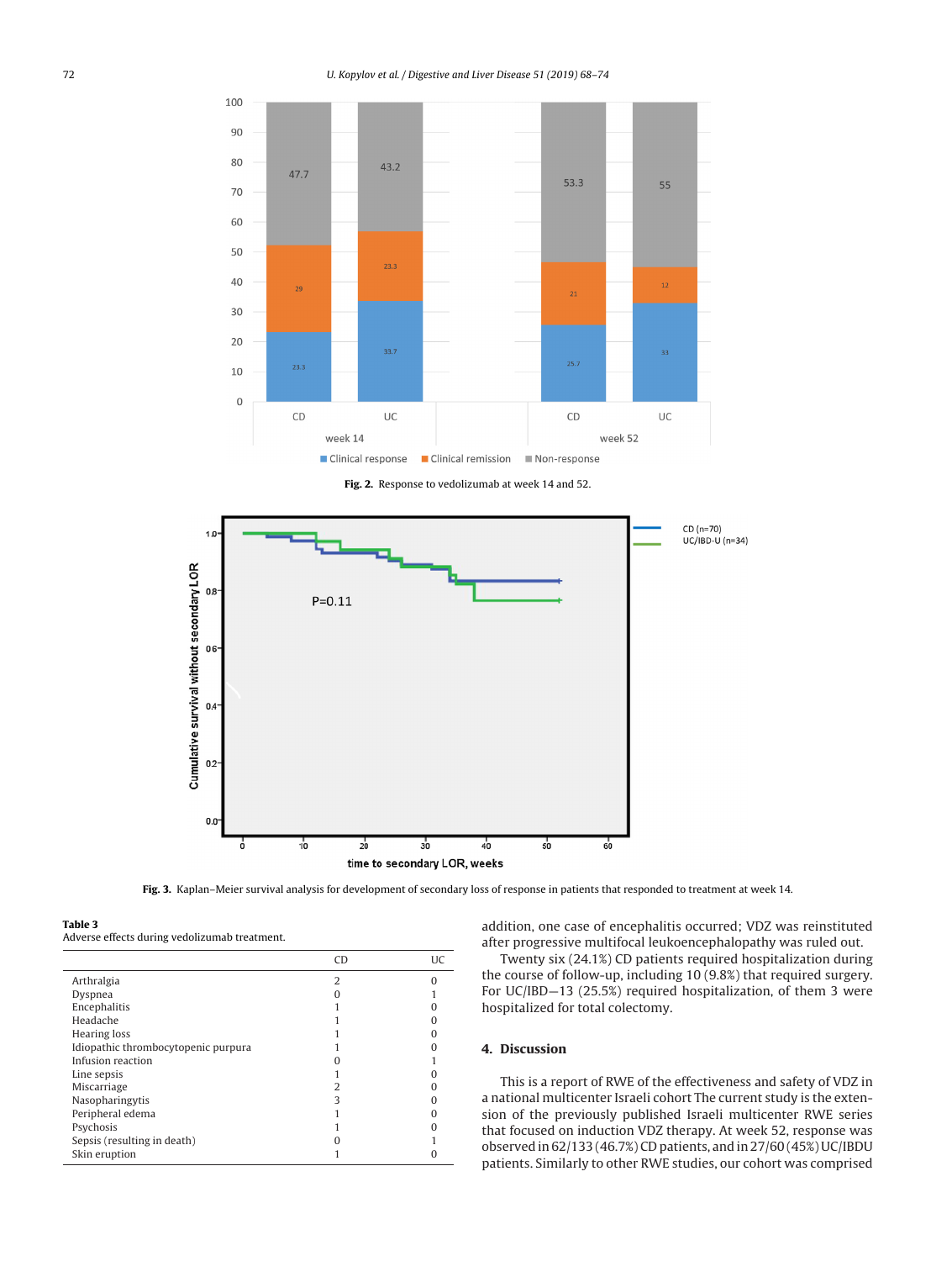Fig. 2. Response to vedolizumab at week 14 and 52.

Fig. 3. Kaplan–Meier survival analysis for development of secondary loss of response in patients that responded to treatment at week 14.

**Table 3**
Adverse effects during vedolizumab treatment.

| | CD | UC |
|---|---|---|
| Arthralgia | 2 | 0 |
| Dyspnea | 0 | 1 |
| Encephalitis | 1 | 0 |
| Headache | 1 | 0 |
| Hearing loss | 1 | 0 |
| Idiopathic thrombocytopenic purpura | 1 | 0 |
| Infusion reaction | 0 | 1 |
| Line sepsis | 1 | 0 |
| Miscarriage | 2 | 0 |
| Nasopharyngytis | 3 | 0 |
| Peripheral edema | 1 | 0 |
| Psychosis | 1 | 0 |
| Sepsis (resulting in death) | 0 | 1 |
| Skin eruption | 1 | 0 |

addition, one case of encephalitis occurred; VDZ was reinstituted after progressive multifocal leukoencephalopathy was ruled out.

Twenty six (24.1%) CD patients required hospitalization during the course of follow-up, including 10 (9.8%) that required surgery. For UC/IBD—13 (25.5%) required hospitalization, of them 3 were hospitalized for total colectomy.

## 4. Discussion

This is a report of RWE of the effectiveness and safety of VDZ in a national multicenter Israeli cohort The current study is the extension of the previously published Israeli multicenter RWE series that focused on induction VDZ therapy. At week 52, response was observed in 62/133 (46.7%) CD patients, and in 27/60 (45%) UC/IBDU patients. Similarly to other RWE studies, our cohort was comprised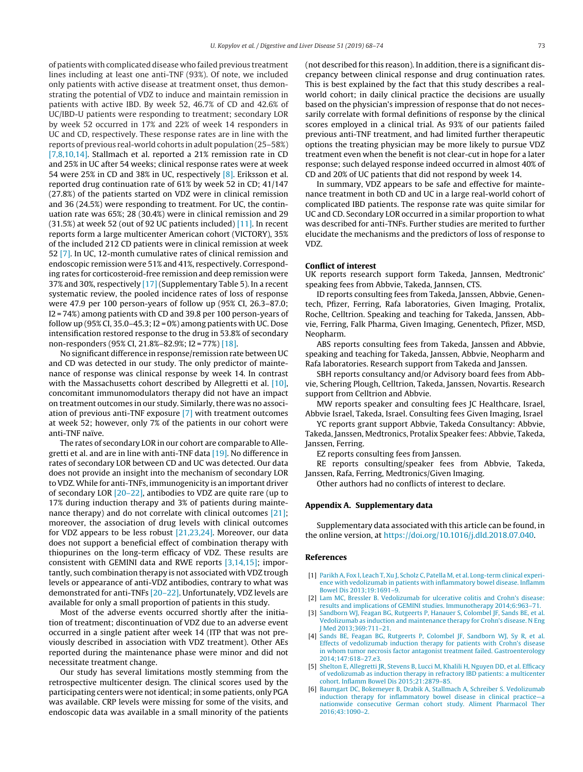of patients with complicated disease who failed previous treatment lines including at least one anti-TNF (93%). Of note, we included only patients with active disease at treatment onset, thus demonstrating the potential of VDZ to induce and maintain remission in patients with active IBD. By week 52, 46.7% of CD and 42.6% of UC/IBD-U patients were responding to treatment; secondary LOR by week 52 occurred in 17% and 22% of week 14 responders in UC and CD, respectively. These response rates are in line with the reports of previous real-world cohorts in adult population (25–58%) [7,8,10,14]. Stallmach et al. reported a 21% remission rate in CD and 25% in UC after 54 weeks; clinical response rates were at week 54 were 25% in CD and 38% in UC, respectively [8]. Eriksson et al. reported drug continuation rate of 61% by week 52 in CD; 41/147 (27.8%) of the patients started on VDZ were in clinical remission and 36 (24.5%) were responding to treatment. For UC, the continuation rate was 65%; 28 (30.4%) were in clinical remission and 29 (31.5%) at week 52 (out of 92 UC patients included) [11]. In recent reports form a large multicenter American cohort (VICTORY), 35% of the included 212 CD patients were in clinical remission at week 52 [7]. In UC, 12-month cumulative rates of clinical remission and endoscopic remission were 51% and 41%, respectively. Corresponding rates for corticosteroid-free remission and deep remission were 37% and 30%, respectively [17] (Supplementary Table 5). In a recent systematic review, the pooled incidence rates of loss of response were 47.9 per 100 person-years of follow up (95% CI, 26.3–87.0; I2 = 74%) among patients with CD and 39.8 per 100 person-years of follow up (95% CI, 35.0–45.3; I2 = 0%) among patients with UC. Dose intensification restored response to the drug in 53.8% of secondary non-responders (95% CI, 21.8%–82.9%; I2 = 77%) [18].

No significant difference in response/remission rate between UC and CD was detected in our study. The only predictor of maintenance of response was clinical response by week 14. In contrast with the Massachusetts cohort described by Allegretti et al. [10], concomitant immunomodulators therapy did not have an impact on treatment outcomes in our study. Similarly, there was no association of previous anti-TNF exposure [7] with treatment outcomes at week 52; however, only 7% of the patients in our cohort were anti-TNF naïve.

The rates of secondary LOR in our cohort are comparable to Allegretti et al. and are in line with anti-TNF data [19]. No difference in rates of secondary LOR between CD and UC was detected. Our data does not provide an insight into the mechanism of secondary LOR to VDZ. While for anti-TNFs, immunogenicity is an important driver of secondary LOR [20–22], antibodies to VDZ are quite rare (up to 17% during induction therapy and 3% of patients during maintenance therapy) and do not correlate with clinical outcomes [21]; moreover, the association of drug levels with clinical outcomes for VDZ appears to be less robust [21,23,24]. Moreover, our data does not support a beneficial effect of combination therapy with thiopurines on the long-term efficacy of VDZ. These results are consistent with GEMINI data and RWE reports [3,14,15]; importantly, such combination therapy is not associated with VDZ trough levels or appearance of anti-VDZ antibodies, contrary to what was demonstrated for anti-TNFs [20–22]. Unfortunately, VDZ levels are available for only a small proportion of patients in this study.

Most of the adverse events occurred shortly after the initiation of treatment; discontinuation of VDZ due to an adverse event occurred in a single patient after week 14 (ITP that was not previously described in association with VDZ treatment). Other AEs reported during the maintenance phase were minor and did not necessitate treatment change.

Our study has several limitations mostly stemming from the retrospective multicenter design. The clinical scores used by the participating centers were not identical; in some patients, only PGA was available. CRP levels were missing for some of the visits, and endoscopic data was available in a small minority of the patients (not described for this reason). In addition, there is a significant discrepancy between clinical response and drug continuation rates. This is best explained by the fact that this study describes a real-world cohort; in daily clinical practice the decisions are usually based on the physician's impression of response that do not necessarily correlate with formal definitions of response by the clinical scores employed in a clinical trial. As 93% of our patients failed previous anti-TNF treatment, and had limited further therapeutic options the treating physician may be more likely to pursue VDZ treatment even when the benefit is not clear-cut in hope for a later response; such delayed response indeed occurred in almost 40% of CD and 20% of UC patients that did not respond by week 14.

In summary, VDZ appears to be safe and effective for maintenance treatment in both CD and UC in a large real-world cohort of complicated IBD patients. The response rate was quite similar for UC and CD. Secondary LOR occurred in a similar proportion to what was described for anti-TNFs. Further studies are merited to further elucidate the mechanisms and the predictors of loss of response to VDZ.

## Conflict of interest

UK reports research support form Takeda, Jannsen, Medtronic' speaking fees from Abbvie, Takeda, Jannsen, CTS.

ID reports consulting fees from Takeda, Janssen, Abbvie, Genentech, Pfizer, Ferring, Rafa laboratories, Given Imaging, Protalix, Roche, Celltrion. Speaking and teaching for Takeda, Janssen, Abbvie, Ferring, Falk Pharma, Given Imaging, Genentech, Pfizer, MSD, Neopharm.

ABS reports consulting fees from Takeda, Janssen and Abbvie, speaking and teaching for Takeda, Janssen, Abbvie, Neopharm and Rafa laboratories. Research support from Takeda and Janssen.

SBH reports consultancy and/or Advisory board fees from Abbvie, Schering Plough, Celltrion, Takeda, Janssen, Novartis. Research support from Celltrion and Abbvie.

MW reports speaker and consulting fees JC Healthcare, Israel, Abbvie Israel, Takeda, Israel. Consulting fees Given Imaging, Israel

YC reports grant support Abbvie, Takeda Consultancy: Abbvie, Takeda, Janssen, Medtronics, Protalix Speaker fees: Abbvie, Takeda, Janssen, Ferring.

EZ reports consulting fees from Janssen.

RE reports consulting/speaker fees from Abbvie, Takeda, Janssen, Rafa, Ferring, Medtronics/Given Imaging.

Other authors had no conflicts of interest to declare.

## Appendix A. Supplementary data

Supplementary data associated with this article can be found, in the online version, at https://doi.org/10.1016/j.dld.2018.07.040.

## References

[1] Parikh A, Fox I, Leach T, Xu J, Scholz C, Patella M, et al. Long-term clinical experience with vedolizumab in patients with inflammatory bowel disease. Inflamm Bowel Dis 2013;19:1691–9.

[2] Lam MC, Bressler B. Vedolizumab for ulcerative colitis and Crohn's disease: results and implications of GEMINI studies. Immunotherapy 2014;6:963–71.

[3] Sandborn WJ, Feagan BG, Rutgeerts P, Hanauer S, Colombel JF, Sands BE, et al. Vedolizumab as induction and maintenance therapy for Crohn's disease. N Eng J Med 2013;369:711–21.

[4] Sands BE, Feagan BG, Rutgeerts P, Colombel JF, Sandborn WJ, Sy R, et al. Effects of vedolizumab induction therapy for patients with Crohn's disease in whom tumor necrosis factor antagonist treatment failed. Gastroenterology 2014;147:618–27.e3.

[5] Shelton E, Allegretti JR, Stevens B, Lucci M, Khalili H, Nguyen DD, et al. Efficacy of vedolizumab as induction therapy in refractory IBD patients: a multicenter cohort. Inflamm Bowel Dis 2015;21:2879–85.

[6] Baumgart DC, Bokemeyer B, Drabik A, Stallmach A, Schreiber S. Vedolizumab induction therapy for inflammatory bowel disease in clinical practice—a nationwide consecutive German cohort study. Aliment Pharmacol Ther 2016;43:1090–2.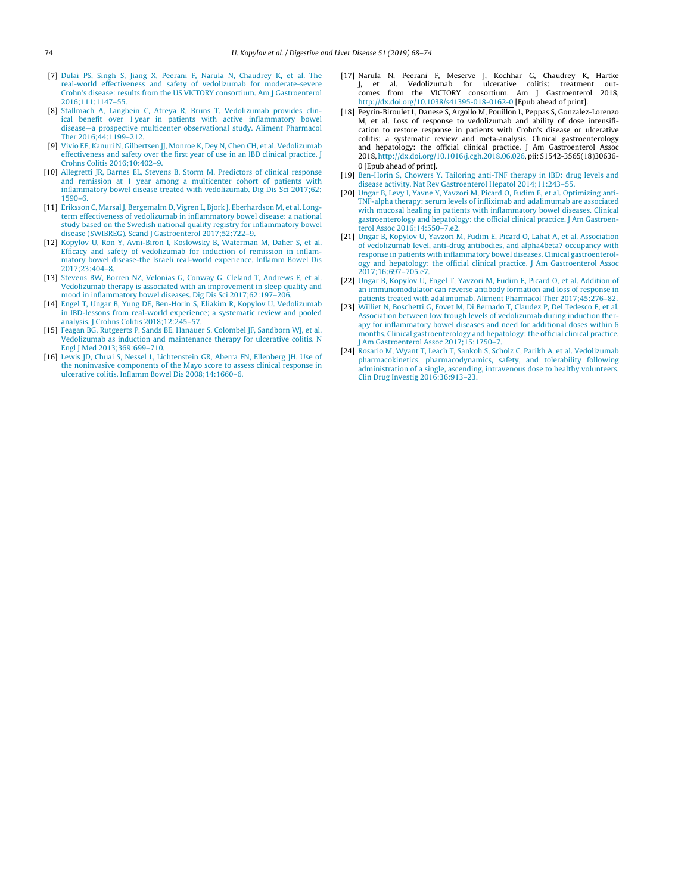[7] Dulai PS, Singh S, Jiang X, Peerani F, Narula N, Chaudrey K, et al. The real-world effectiveness and safety of vedolizumab for moderate-severe Crohn's disease: results from the US VICTORY consortium. Am J Gastroenterol 2016;111:1147–55.

[8] Stallmach A, Langbein C, Atreya R, Bruns T. Vedolizumab provides clinical benefit over 1 year in patients with active inflammatory bowel disease—a prospective multicenter observational study. Aliment Pharmacol Ther 2016;44:1199–212.

[9] Vivio EE, Kanuri N, Gilbertsen JJ, Monroe K, Dey N, Chen CH, et al. Vedolizumab effectiveness and safety over the first year of use in an IBD clinical practice. J Crohns Colitis 2016;10:402–9.

[10] Allegretti JR, Barnes EL, Stevens B, Storm M. Predictors of clinical response and remission at 1 year among a multicenter cohort of patients with inflammatory bowel disease treated with vedolizumab. Dig Dis Sci 2017;62:1590–6.

[11] Eriksson C, Marsal J, Bergemalm D, Vigren L, Bjork J, Eberhardson M, et al. Long-term effectiveness of vedolizumab in inflammatory bowel disease: a national study based on the Swedish national quality registry for inflammatory bowel disease (SWIBREG). Scand J Gastroenterol 2017;52:722–9.

[12] Kopylov U, Ron Y, Avni-Biron I, Koslowsky B, Waterman M, Daher S, et al. Efficacy and safety of vedolizumab for induction of remission in inflammatory bowel disease-the Israeli real-world experience. Inflamm Bowel Dis 2017;23:404–8.

[13] Stevens BW, Borren NZ, Velonias G, Conway G, Cleland T, Andrews E, et al. Vedolizumab therapy is associated with an improvement in sleep quality and mood in inflammatory bowel diseases. Dig Dis Sci 2017;62:197–206.

[14] Engel T, Ungar B, Yung DE, Ben-Horin S, Eliakim R, Kopylov U. Vedolizumab in IBD-lessons from real-world experience; a systematic review and pooled analysis. J Crohns Colitis 2018;12:245–57.

[15] Feagan BG, Rutgeerts P, Sands BE, Hanauer S, Colombel JF, Sandborn WJ, et al. Vedolizumab as induction and maintenance therapy for ulcerative colitis. N Engl J Med 2013;369:699–710.

[16] Lewis JD, Chuai S, Nessel L, Lichtenstein GR, Aberra FN, Ellenberg JH. Use of the noninvasive components of the Mayo score to assess clinical response in ulcerative colitis. Inflamm Bowel Dis 2008;14:1660–6.

[17] Narula N, Peerani F, Meserve J, Kochhar G, Chaudrey K, Hartke J, et al. Vedolizumab for ulcerative colitis: treatment outcomes from the VICTORY consortium. Am J Gastroenterol 2018, http://dx.doi.org/10.1038/s41395-018-0162-0 [Epub ahead of print].

[18] Peyrin-Biroulet L, Danese S, Argollo M, Pouillon L, Peppas S, Gonzalez-Lorenzo M, et al. Loss of response to vedolizumab and ability of dose intensification to restore response in patients with Crohn's disease or ulcerative colitis: a systematic review and meta-analysis. Clinical gastroenterology and hepatology: the official clinical practice. J Am Gastroenterol Assoc 2018, http://dx.doi.org/10.1016/j.cgh.2018.06.026, pii: S1542-3565(18)30636-0 [Epub ahead of print].

[19] Ben-Horin S, Chowers Y. Tailoring anti-TNF therapy in IBD: drug levels and disease activity. Nat Rev Gastroenterol Hepatol 2014;11:243–55.

[20] Ungar B, Levy I, Yavne Y, Yavzori M, Picard O, Fudim E, et al. Optimizing anti-TNF-alpha therapy: serum levels of infliximab and adalimumab are associated with mucosal healing in patients with inflammatory bowel diseases. Clinical gastroenterology and hepatology: the official clinical practice. J Am Gastroenterol Assoc 2016;14:550–7.e2.

[21] Ungar B, Kopylov U, Yavzori M, Fudim E, Picard O, Lahat A, et al. Association of vedolizumab level, anti-drug antibodies, and alpha4beta7 occupancy with response in patients with inflammatory bowel diseases. Clinical gastroenterology and hepatology: the official clinical practice. J Am Gastroenterol Assoc 2017;16:697–705.e7.

[22] Ungar B, Kopylov U, Engel T, Yavzori M, Fudim E, Picard O, et al. Addition of an immunomodulator can reverse antibody formation and loss of response in patients treated with adalimumab. Aliment Pharmacol Ther 2017;45:276–82.

[23] Williet N, Boschetti G, Fovet M, Di Bernado T, Claudez P, Del Tedesco E, et al. Association between low trough levels of vedolizumab during induction therapy for inflammatory bowel diseases and need for additional doses within 6 months. Clinical gastroenterology and hepatology: the official clinical practice. J Am Gastroenterol Assoc 2017;15:1750–7.

[24] Rosario M, Wyant T, Leach T, Sankoh S, Scholz C, Parikh A, et al. Vedolizumab pharmacokinetics, pharmacodynamics, safety, and tolerability following administration of a single, ascending, intravenous dose to healthy volunteers. Clin Drug Investig 2016;36:913–23.